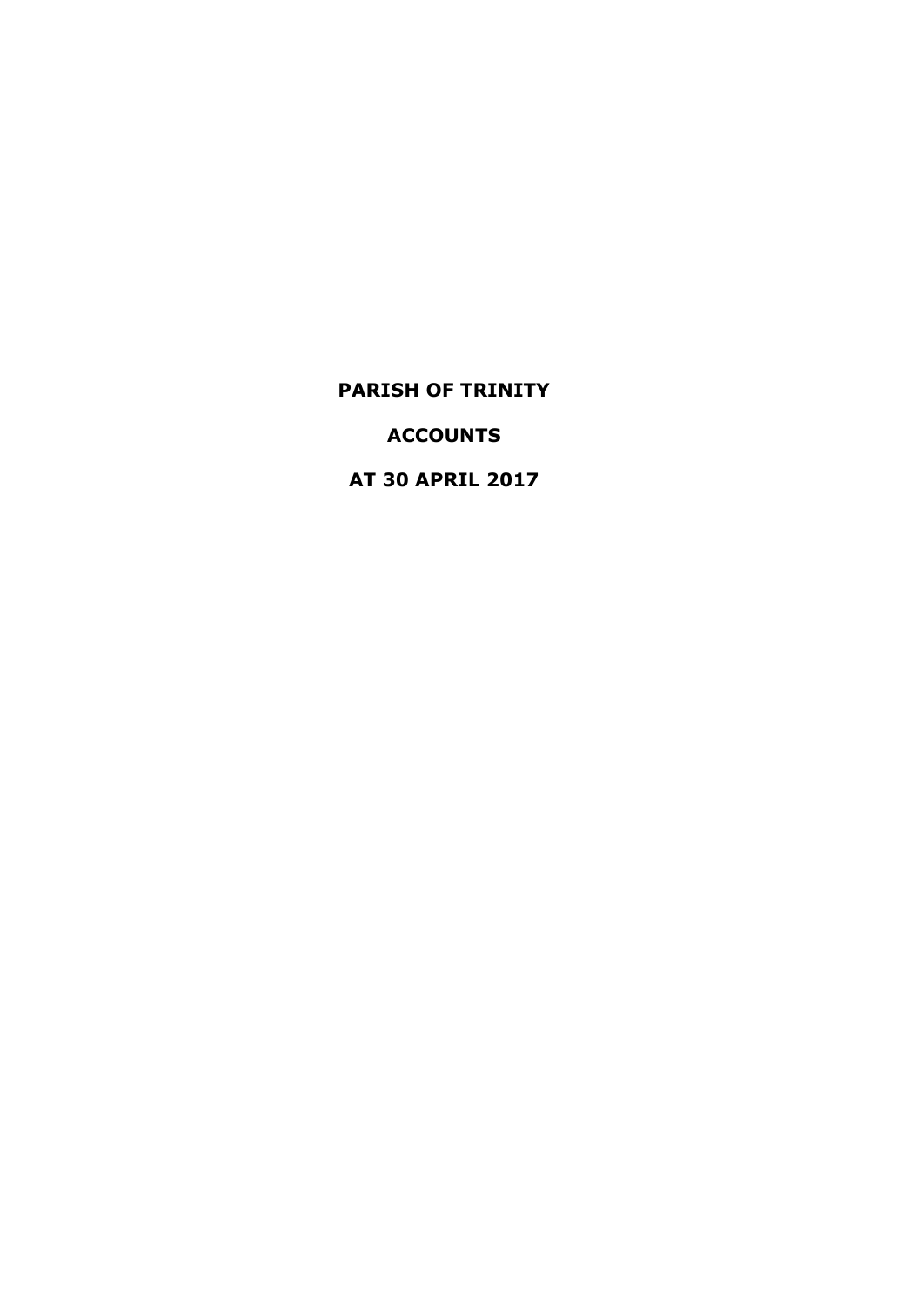# PARISH OF TRINITY

# ACCOUNTS

# AT 30 APRIL 2017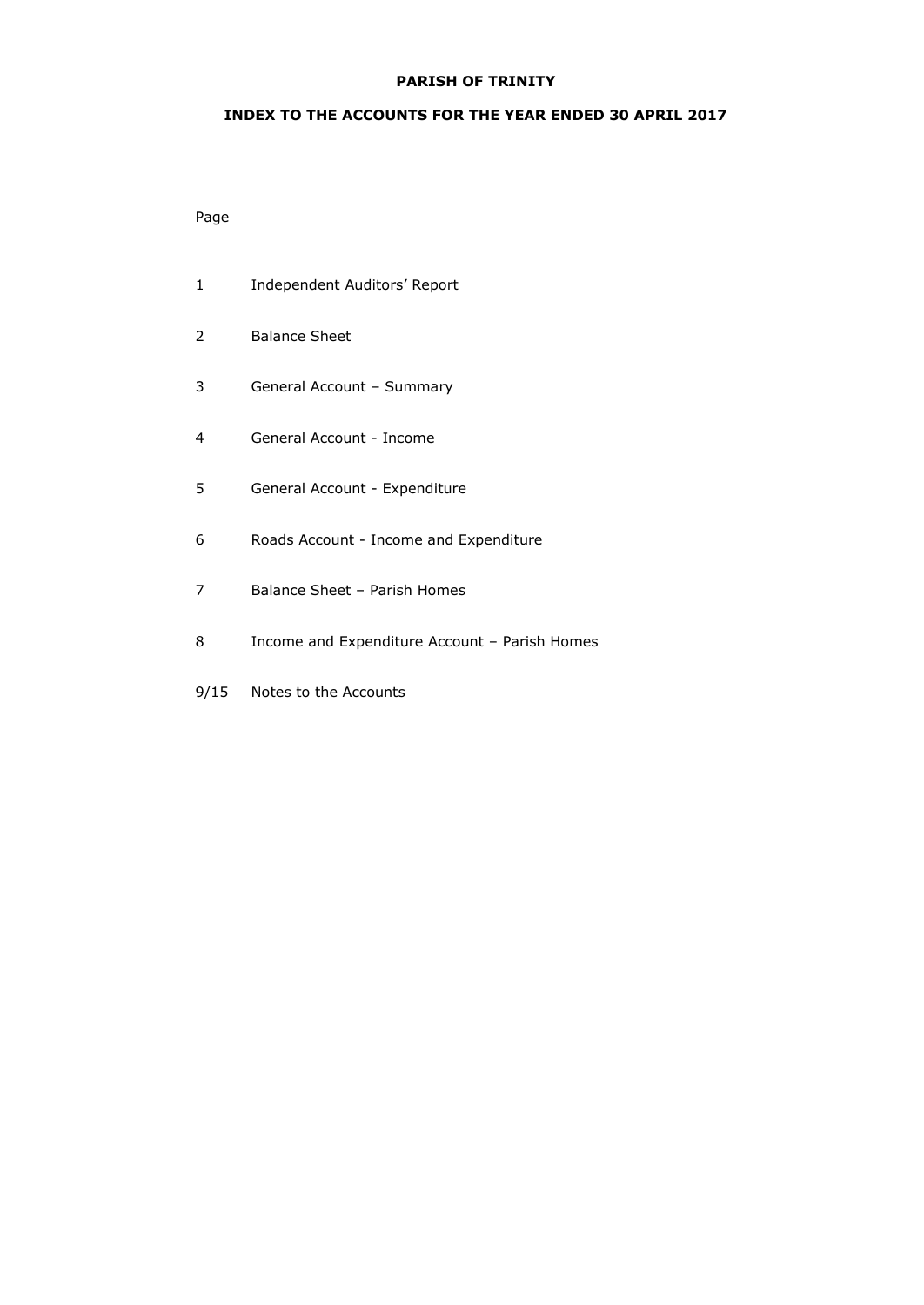# PARISH OF TRINITY

## INDEX TO THE ACCOUNTS FOR THE YEAR ENDED 30 APRIL 2017

| Page | |
|---|---|
| 1 | Independent Auditors' Report |
| 2 | Balance Sheet |
| 3 | General Account – Summary |
| 4 | General Account - Income |
| 5 | General Account - Expenditure |
| 6 | Roads Account - Income and Expenditure |
| 7 | Balance Sheet – Parish Homes |
| 8 | Income and Expenditure Account – Parish Homes |
| 9/15 | Notes to the Accounts |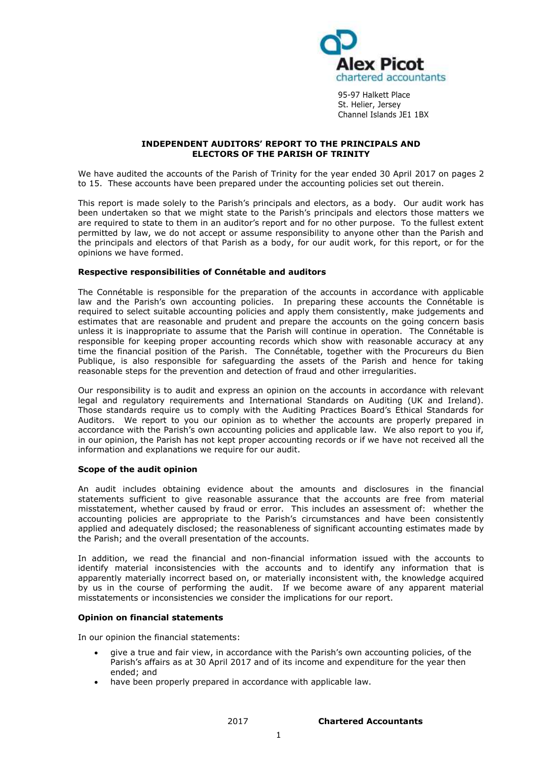Alex Picot
chartered accountants

95-97 Halkett Place
St. Helier, Jersey
Channel Islands JE1 1BX

**INDEPENDENT AUDITORS' REPORT TO THE PRINCIPALS AND ELECTORS OF THE PARISH OF TRINITY**

We have audited the accounts of the Parish of Trinity for the year ended 30 April 2017 on pages 2 to 15. These accounts have been prepared under the accounting policies set out therein.

This report is made solely to the Parish's principals and electors, as a body. Our audit work has been undertaken so that we might state to the Parish's principals and electors those matters we are required to state to them in an auditor's report and for no other purpose. To the fullest extent permitted by law, we do not accept or assume responsibility to anyone other than the Parish and the principals and electors of that Parish as a body, for our audit work, for this report, or for the opinions we have formed.

**Respective responsibilities of Connétable and auditors**

The Connétable is responsible for the preparation of the accounts in accordance with applicable law and the Parish's own accounting policies. In preparing these accounts the Connétable is required to select suitable accounting policies and apply them consistently, make judgements and estimates that are reasonable and prudent and prepare the accounts on the going concern basis unless it is inappropriate to assume that the Parish will continue in operation. The Connétable is responsible for keeping proper accounting records which show with reasonable accuracy at any time the financial position of the Parish. The Connétable, together with the Procureurs du Bien Publique, is also responsible for safeguarding the assets of the Parish and hence for taking reasonable steps for the prevention and detection of fraud and other irregularities.

Our responsibility is to audit and express an opinion on the accounts in accordance with relevant legal and regulatory requirements and International Standards on Auditing (UK and Ireland). Those standards require us to comply with the Auditing Practices Board's Ethical Standards for Auditors. We report to you our opinion as to whether the accounts are properly prepared in accordance with the Parish's own accounting policies and applicable law. We also report to you if, in our opinion, the Parish has not kept proper accounting records or if we have not received all the information and explanations we require for our audit.

**Scope of the audit opinion**

An audit includes obtaining evidence about the amounts and disclosures in the financial statements sufficient to give reasonable assurance that the accounts are free from material misstatement, whether caused by fraud or error. This includes an assessment of: whether the accounting policies are appropriate to the Parish's circumstances and have been consistently applied and adequately disclosed; the reasonableness of significant accounting estimates made by the Parish; and the overall presentation of the accounts.

In addition, we read the financial and non-financial information issued with the accounts to identify material inconsistencies with the accounts and to identify any information that is apparently materially incorrect based on, or materially inconsistent with, the knowledge acquired by us in the course of performing the audit. If we become aware of any apparent material misstatements or inconsistencies we consider the implications for our report.

**Opinion on financial statements**

In our opinion the financial statements:

- give a true and fair view, in accordance with the Parish's own accounting policies, of the Parish's affairs as at 30 April 2017 and of its income and expenditure for the year then ended; and
- have been properly prepared in accordance with applicable law.

2017 **Chartered Accountants**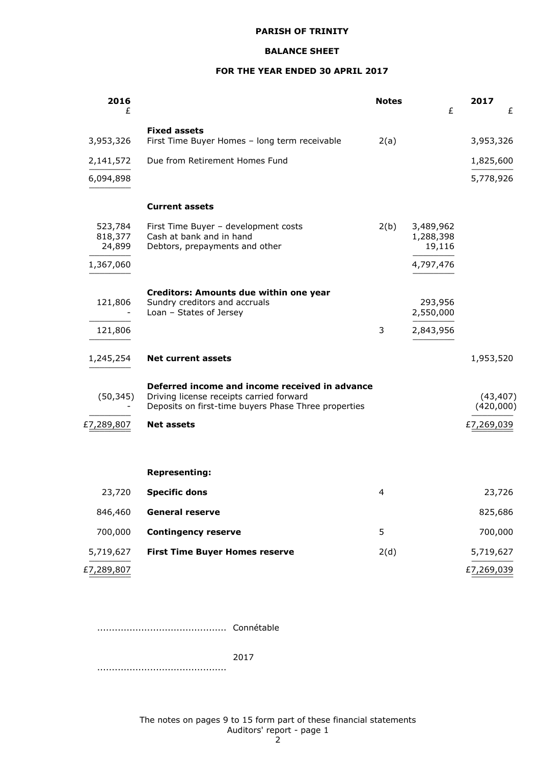**PARISH OF TRINITY**

**BALANCE SHEET**

**FOR THE YEAR ENDED 30 APRIL 2017**

| 2016 £ | | Notes | £ | 2017 £ |
|---|---|---|---|---|
| | **Fixed assets** | | | |
| 3,953,326 | First Time Buyer Homes – long term receivable | 2(a) | | 3,953,326 |
| 2,141,572 | Due from Retirement Homes Fund | | | 1,825,600 |
| 6,094,898 | | | | 5,778,926 |
| | **Current assets** | | | |
| 523,784 | First Time Buyer – development costs | 2(b) | 3,489,962 | |
| 818,377 | Cash at bank and in hand | | 1,288,398 | |
| 24,899 | Debtors, prepayments and other | | 19,116 | |
| 1,367,060 | | | 4,797,476 | |
| | **Creditors: Amounts due within one year** | | | |
| 121,806 | Sundry creditors and accruals | | 293,956 | |
| - | Loan – States of Jersey | | 2,550,000 | |
| 121,806 | | 3 | 2,843,956 | |
| 1,245,254 | **Net current assets** | | | 1,953,520 |
| | **Deferred income and income received in advance** | | | |
| (50,345) | Driving license receipts carried forward | | | (43,407) |
| - | Deposits on first-time buyers Phase Three properties | | | (420,000) |
| £7,289,807 | **Net assets** | | | £7,269,039 |
| | **Representing:** | | | |
| 23,720 | **Specific dons** | 4 | | 23,726 |
| 846,460 | **General reserve** | | | 825,686 |
| 700,000 | **Contingency reserve** | 5 | | 700,000 |
| 5,719,627 | **First Time Buyer Homes reserve** | 2(d) | | 5,719,627 |
| £7,289,807 | | | | £7,269,039 |

........................................... Connétable

2017

...........................................

The notes on pages 9 to 15 form part of these financial statements
Auditors' report - page 1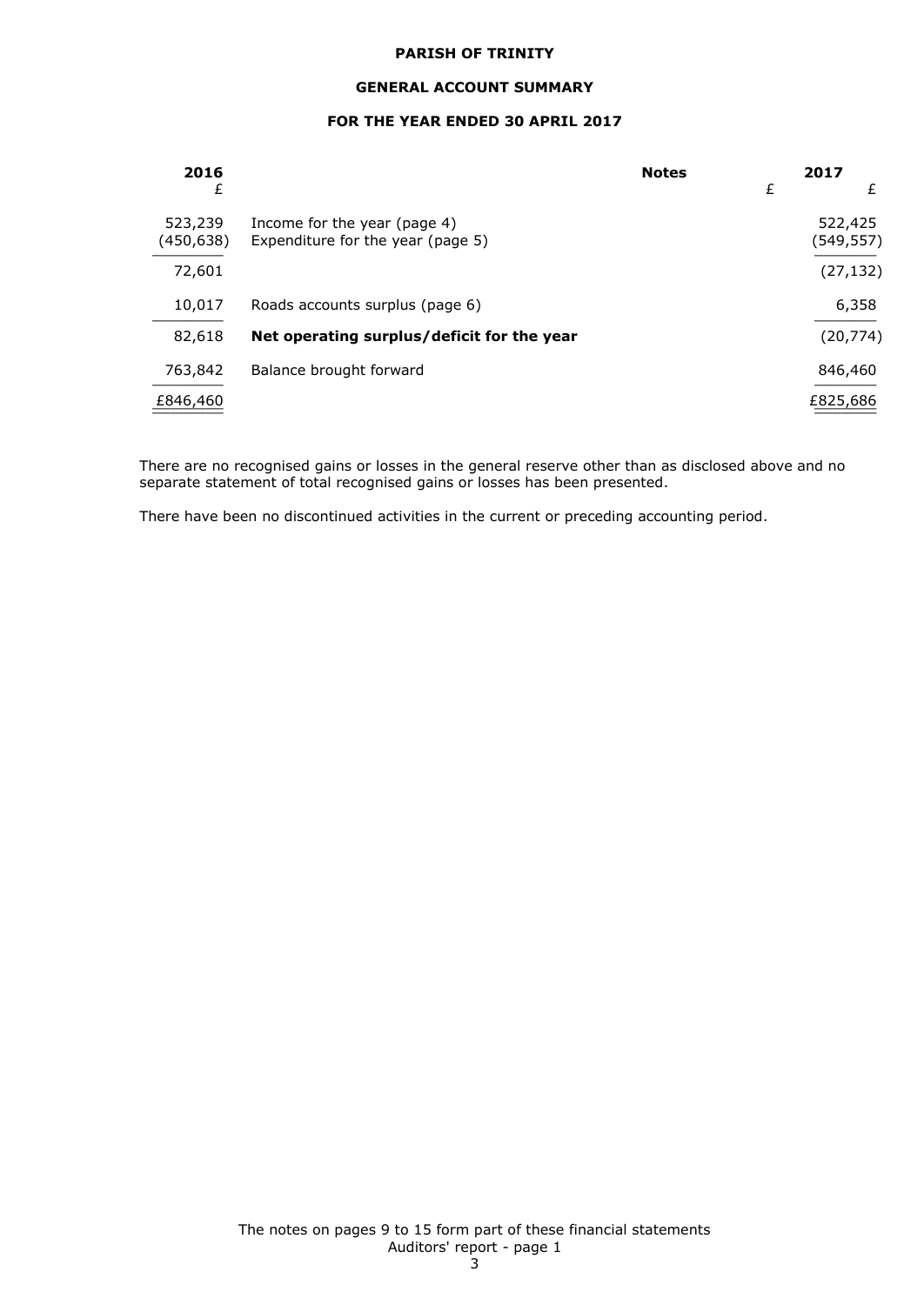**PARISH OF TRINITY**

**GENERAL ACCOUNT SUMMARY**

**FOR THE YEAR ENDED 30 APRIL 2017**

| 2016 | | Notes | 2017 | |
|---|---|---|---|---|
| £ | | | £ | £ |
| 523,239 | Income for the year (page 4) | | | 522,425 |
| (450,638) | Expenditure for the year (page 5) | | | (549,557) |
| 72,601 | | | | (27,132) |
| 10,017 | Roads accounts surplus (page 6) | | | 6,358 |
| 82,618 | **Net operating surplus/deficit for the year** | | | (20,774) |
| 763,842 | Balance brought forward | | | 846,460 |
| £846,460 | | | | £825,686 |

There are no recognised gains or losses in the general reserve other than as disclosed above and no separate statement of total recognised gains or losses has been presented.

There have been no discontinued activities in the current or preceding accounting period.

The notes on pages 9 to 15 form part of these financial statements
Auditors' report - page 1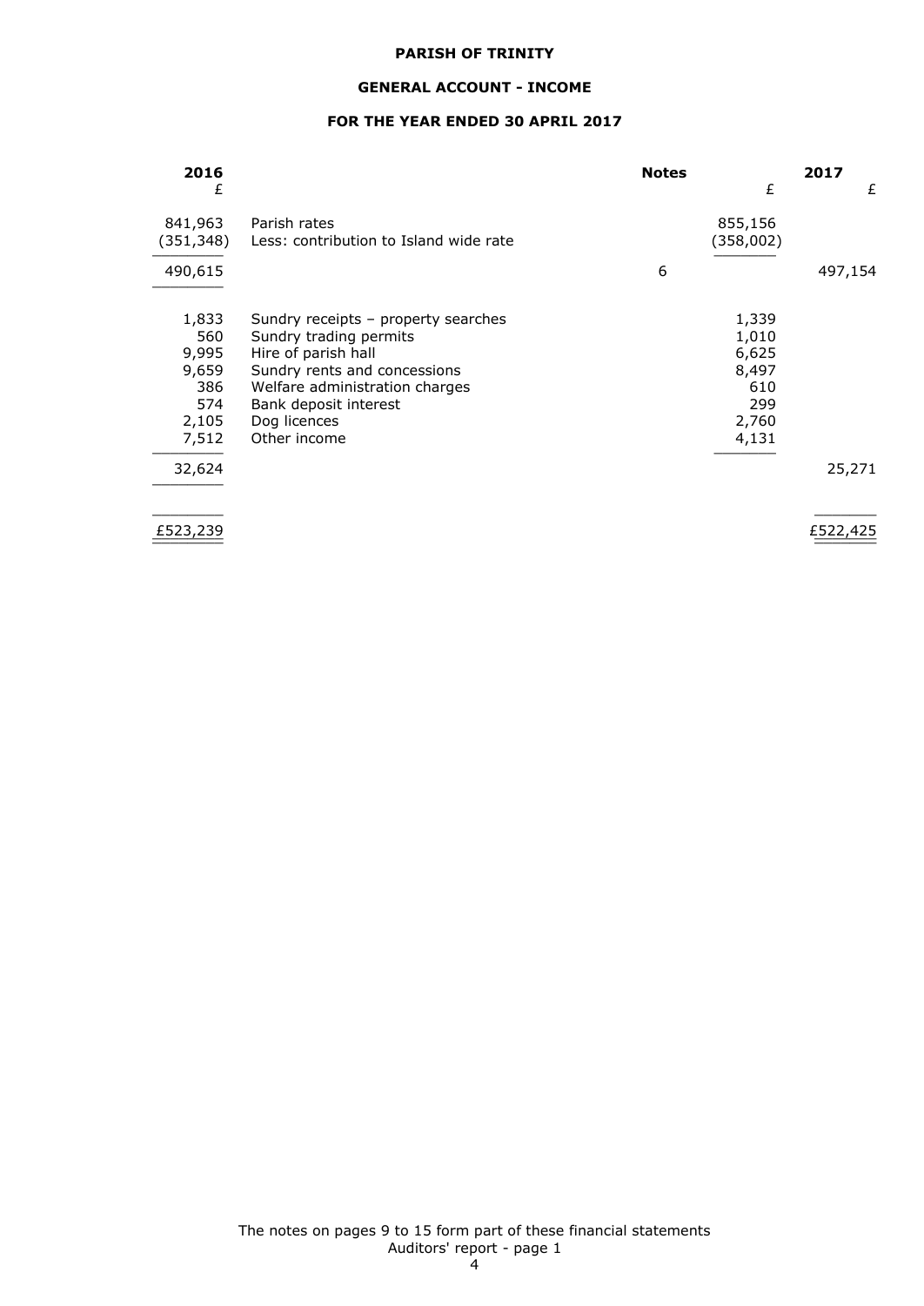**PARISH OF TRINITY**

**GENERAL ACCOUNT - INCOME**

**FOR THE YEAR ENDED 30 APRIL 2017**

| 2016 | | Notes | | 2017 |
|---|---|---|---|---|
| £ | | | £ | £ |
| 841,963 | Parish rates | | 855,156 | |
| (351,348) | Less: contribution to Island wide rate | | (358,002) | |
| 490,615 | | 6 | | 497,154 |
| 1,833 | Sundry receipts – property searches | | 1,339 | |
| 560 | Sundry trading permits | | 1,010 | |
| 9,995 | Hire of parish hall | | 6,625 | |
| 9,659 | Sundry rents and concessions | | 8,497 | |
| 386 | Welfare administration charges | | 610 | |
| 574 | Bank deposit interest | | 299 | |
| 2,105 | Dog licences | | 2,760 | |
| 7,512 | Other income | | 4,131 | |
| 32,624 | | | | 25,271 |
| £523,239 | | | | £522,425 |

The notes on pages 9 to 15 form part of these financial statements
Auditors' report - page 1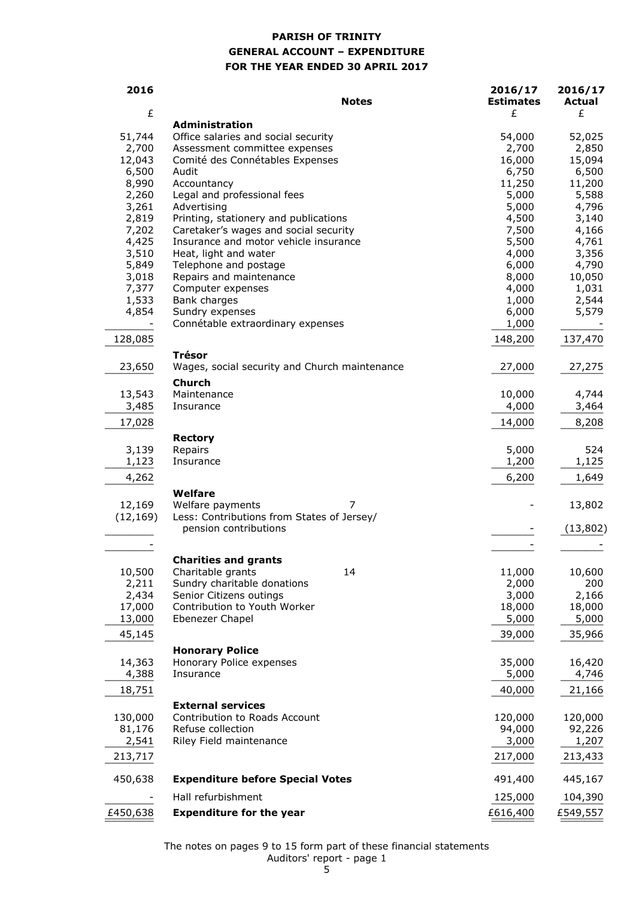**PARISH OF TRINITY**

**GENERAL ACCOUNT – EXPENDITURE**

**FOR THE YEAR ENDED 30 APRIL 2017**

| 2016 | | Notes | 2016/17 Estimates | 2016/17 Actual |
|---|---|---|---|---|
| £ | | | £ | £ |
| | **Administration** | | | |
| 51,744 | Office salaries and social security | | 54,000 | 52,025 |
| 2,700 | Assessment committee expenses | | 2,700 | 2,850 |
| 12,043 | Comité des Connétables Expenses | | 16,000 | 15,094 |
| 6,500 | Audit | | 6,750 | 6,500 |
| 8,990 | Accountancy | | 11,250 | 11,200 |
| 2,260 | Legal and professional fees | | 5,000 | 5,588 |
| 3,261 | Advertising | | 5,000 | 4,796 |
| 2,819 | Printing, stationery and publications | | 4,500 | 3,140 |
| 7,202 | Caretaker's wages and social security | | 7,500 | 4,166 |
| 4,425 | Insurance and motor vehicle insurance | | 5,500 | 4,761 |
| 3,510 | Heat, light and water | | 4,000 | 3,356 |
| 5,849 | Telephone and postage | | 6,000 | 4,790 |
| 3,018 | Repairs and maintenance | | 8,000 | 10,050 |
| 7,377 | Computer expenses | | 4,000 | 1,031 |
| 1,533 | Bank charges | | 1,000 | 2,544 |
| 4,854 | Sundry expenses | | 6,000 | 5,579 |
| - | Connétable extraordinary expenses | | 1,000 | - |
| 128,085 | | | 148,200 | 137,470 |
| | **Trésor** | | | |
| 23,650 | Wages, social security and Church maintenance | | 27,000 | 27,275 |
| | **Church** | | | |
| 13,543 | Maintenance | | 10,000 | 4,744 |
| 3,485 | Insurance | | 4,000 | 3,464 |
| 17,028 | | | 14,000 | 8,208 |
| | **Rectory** | | | |
| 3,139 | Repairs | | 5,000 | 524 |
| 1,123 | Insurance | | 1,200 | 1,125 |
| 4,262 | | | 6,200 | 1,649 |
| | **Welfare** | | | |
| 12,169 | Welfare payments | 7 | - | 13,802 |
| (12,169) | Less: Contributions from States of Jersey/ pension contributions | | - | (13,802) |
| - | | | - | - |
| | **Charities and grants** | | | |
| 10,500 | Charitable grants | 14 | 11,000 | 10,600 |
| 2,211 | Sundry charitable donations | | 2,000 | 200 |
| 2,434 | Senior Citizens outings | | 3,000 | 2,166 |
| 17,000 | Contribution to Youth Worker | | 18,000 | 18,000 |
| 13,000 | Ebenezer Chapel | | 5,000 | 5,000 |
| 45,145 | | | 39,000 | 35,966 |
| | **Honorary Police** | | | |
| 14,363 | Honorary Police expenses | | 35,000 | 16,420 |
| 4,388 | Insurance | | 5,000 | 4,746 |
| 18,751 | | | 40,000 | 21,166 |
| | **External services** | | | |
| 130,000 | Contribution to Roads Account | | 120,000 | 120,000 |
| 81,176 | Refuse collection | | 94,000 | 92,226 |
| 2,541 | Riley Field maintenance | | 3,000 | 1,207 |
| 213,717 | | | 217,000 | 213,433 |
| 450,638 | **Expenditure before Special Votes** | | 491,400 | 445,167 |
| - | Hall refurbishment | | 125,000 | 104,390 |
| £450,638 | **Expenditure for the year** | | £616,400 | £549,557 |

The notes on pages 9 to 15 form part of these financial statements

Auditors' report - page 1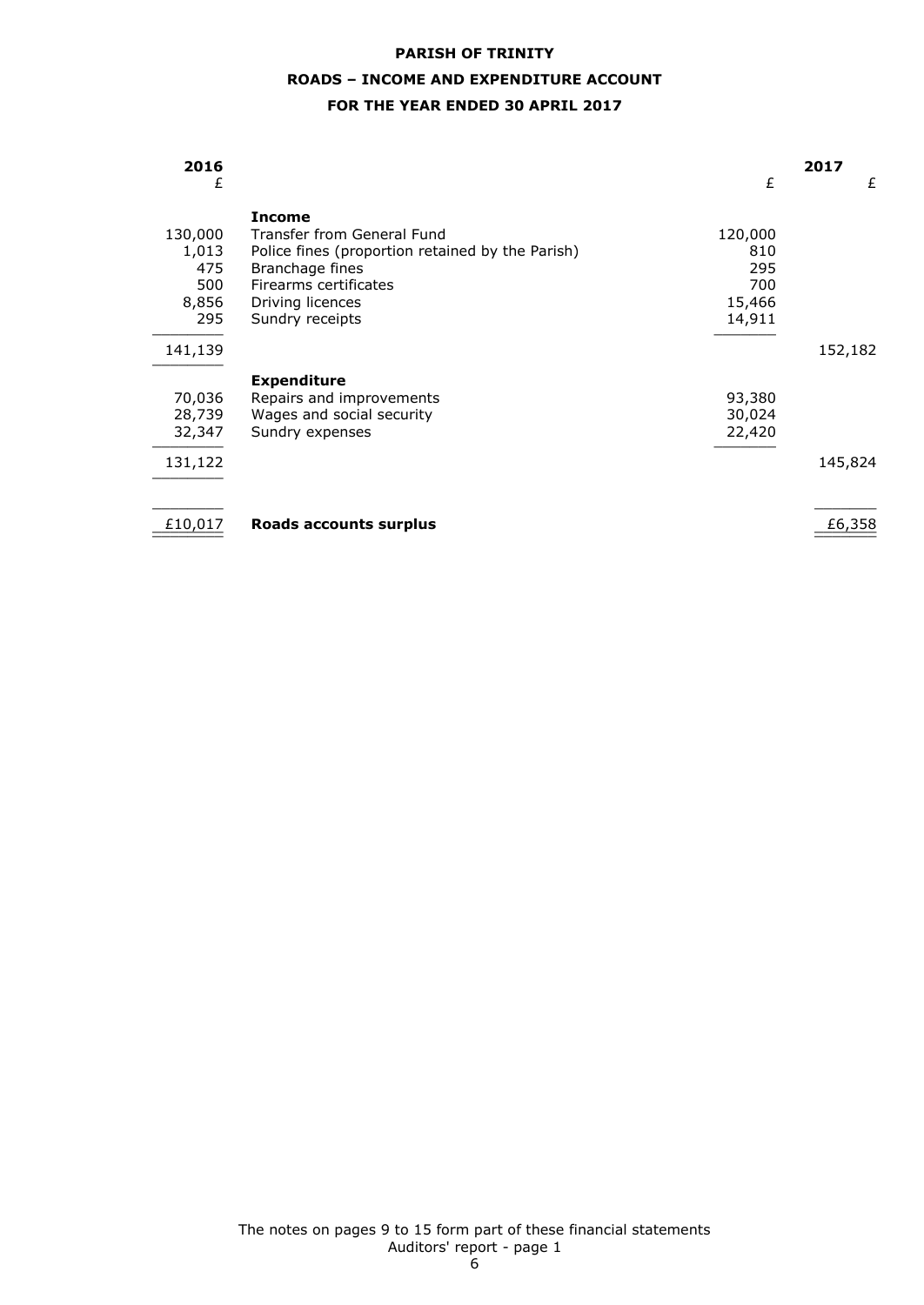**PARISH OF TRINITY**

**ROADS – INCOME AND EXPENDITURE ACCOUNT**

**FOR THE YEAR ENDED 30 APRIL 2017**

| 2016 £ | | £ | 2017 £ |
|---|---|---|---|
| | **Income** | | |
| 130,000 | Transfer from General Fund | 120,000 | |
| 1,013 | Police fines (proportion retained by the Parish) | 810 | |
| 475 | Branchage fines | 295 | |
| 500 | Firearms certificates | 700 | |
| 8,856 | Driving licences | 15,466 | |
| 295 | Sundry receipts | 14,911 | |
| 141,139 | | | 152,182 |
| | **Expenditure** | | |
| 70,036 | Repairs and improvements | 93,380 | |
| 28,739 | Wages and social security | 30,024 | |
| 32,347 | Sundry expenses | 22,420 | |
| 131,122 | | | 145,824 |
| £10,017 | **Roads accounts surplus** | | £6,358 |

The notes on pages 9 to 15 form part of these financial statements
Auditors' report - page 1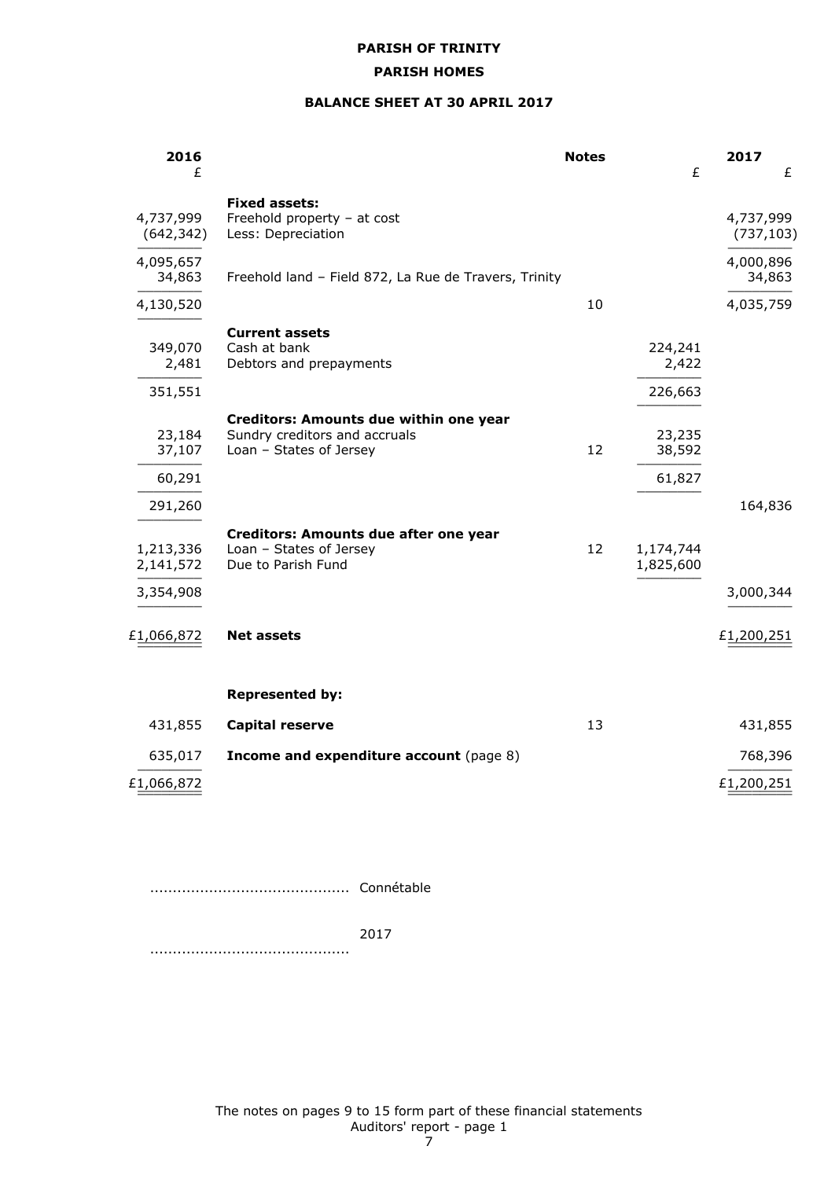**PARISH OF TRINITY**

**PARISH HOMES**

**BALANCE SHEET AT 30 APRIL 2017**

| 2016 £ | | Notes | £ | 2017 £ |
|---|---|---|---|---|
| | **Fixed assets:** | | | |
| 4,737,999 | Freehold property – at cost | | | 4,737,999 |
| (642,342) | Less: Depreciation | | | (737,103) |
| 4,095,657 | | | | 4,000,896 |
| 34,863 | Freehold land – Field 872, La Rue de Travers, Trinity | | | 34,863 |
| 4,130,520 | | 10 | | 4,035,759 |
| | **Current assets** | | | |
| 349,070 | Cash at bank | | 224,241 | |
| 2,481 | Debtors and prepayments | | 2,422 | |
| 351,551 | | | 226,663 | |
| | **Creditors: Amounts due within one year** | | | |
| 23,184 | Sundry creditors and accruals | | 23,235 | |
| 37,107 | Loan – States of Jersey | 12 | 38,592 | |
| 60,291 | | | 61,827 | |
| 291,260 | | | | 164,836 |
| | **Creditors: Amounts due after one year** | | | |
| 1,213,336 | Loan – States of Jersey | 12 | 1,174,744 | |
| 2,141,572 | Due to Parish Fund | | 1,825,600 | |
| 3,354,908 | | | | 3,000,344 |
| £1,066,872 | **Net assets** | | | £1,200,251 |
| | **Represented by:** | | | |
| 431,855 | **Capital reserve** | 13 | | 431,855 |
| 635,017 | **Income and expenditure account** (page 8) | | | 768,396 |
| £1,066,872 | | | | £1,200,251 |

........................................... Connétable

........................................... 2017

The notes on pages 9 to 15 form part of these financial statements

Auditors' report - page 1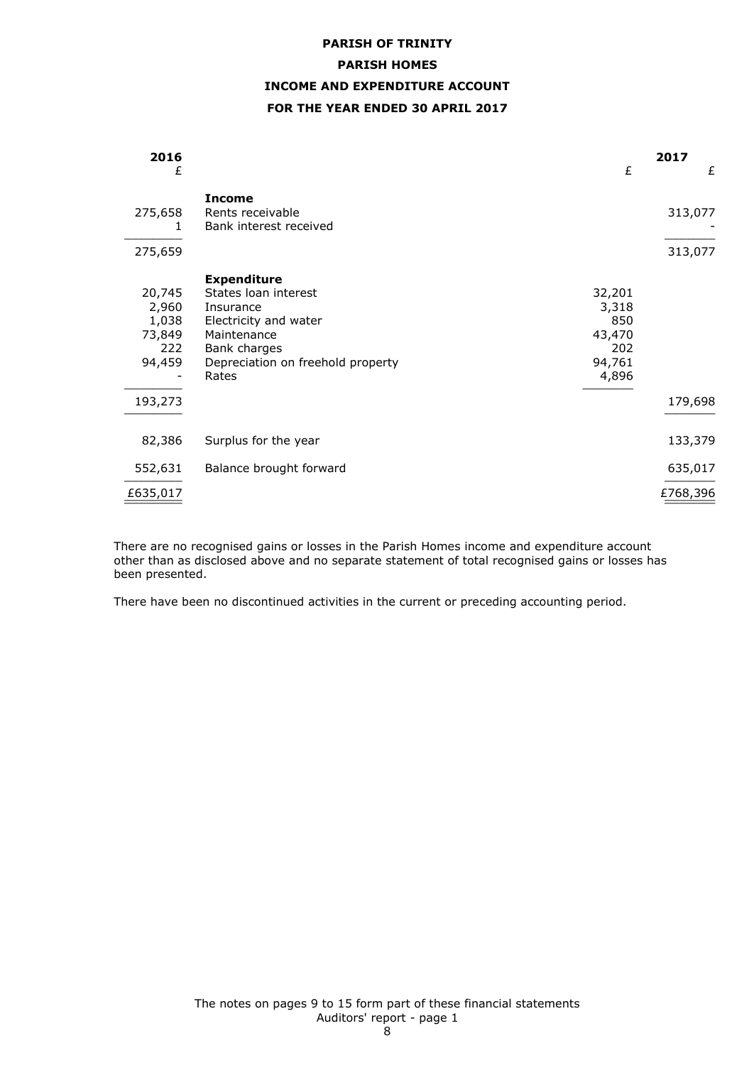# PARISH OF TRINITY

## PARISH HOMES

## INCOME AND EXPENDITURE ACCOUNT

## FOR THE YEAR ENDED 30 APRIL 2017

| 2016 £ | | £ | 2017 £ |
|---|---|---|---|
| | **Income** | | |
| 275,658 | Rents receivable | | 313,077 |
| 1 | Bank interest received | | - |
| 275,659 | | | 313,077 |
| | **Expenditure** | | |
| 20,745 | States loan interest | 32,201 | |
| 2,960 | Insurance | 3,318 | |
| 1,038 | Electricity and water | 850 | |
| 73,849 | Maintenance | 43,470 | |
| 222 | Bank charges | 202 | |
| 94,459 | Depreciation on freehold property | 94,761 | |
| - | Rates | 4,896 | |
| 193,273 | | | 179,698 |
| 82,386 | Surplus for the year | | 133,379 |
| 552,631 | Balance brought forward | | 635,017 |
| £635,017 | | | £768,396 |

There are no recognised gains or losses in the Parish Homes income and expenditure account other than as disclosed above and no separate statement of total recognised gains or losses has been presented.

There have been no discontinued activities in the current or preceding accounting period.

The notes on pages 9 to 15 form part of these financial statements
Auditors' report - page 1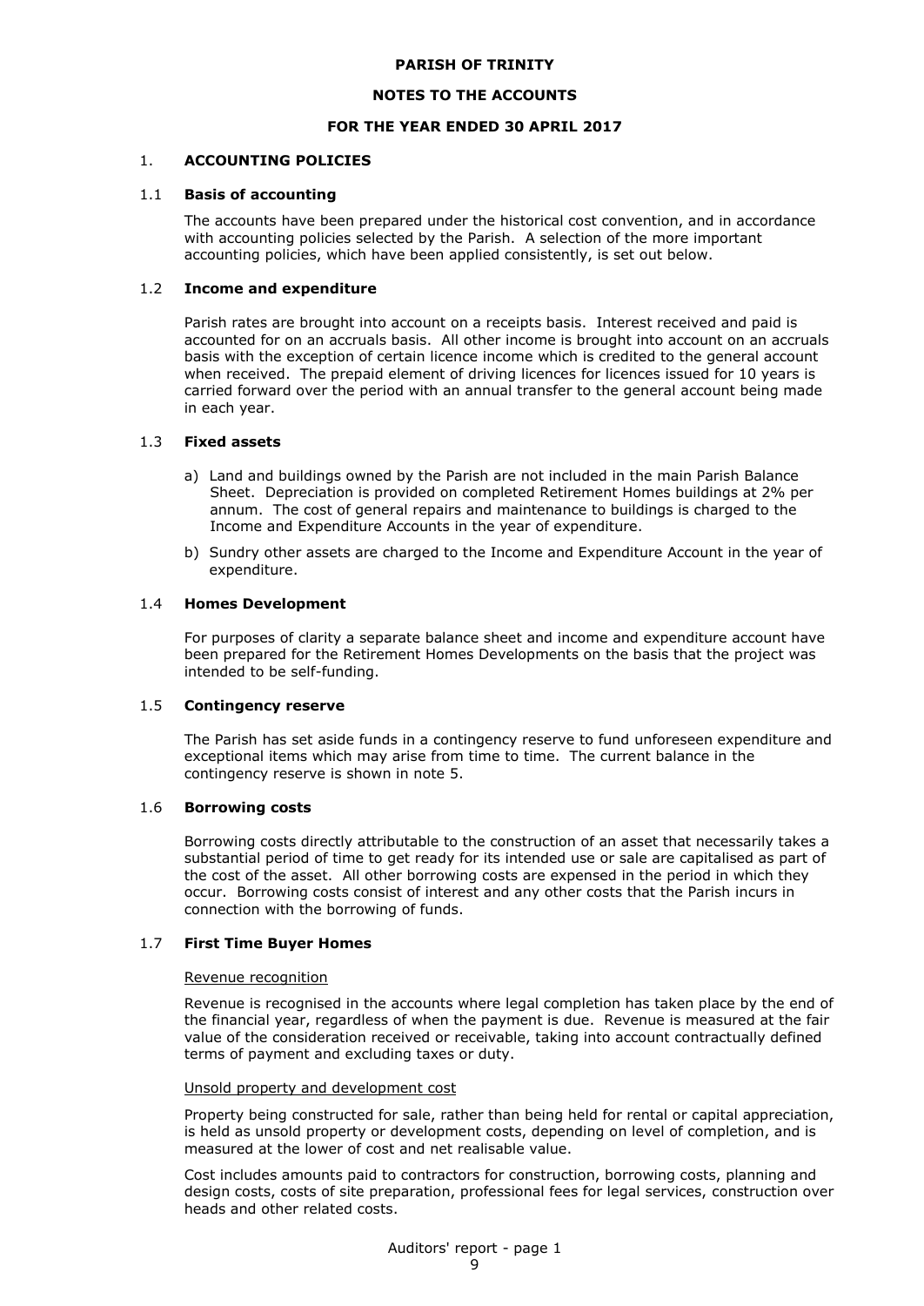**PARISH OF TRINITY**

**NOTES TO THE ACCOUNTS**

**FOR THE YEAR ENDED 30 APRIL 2017**

## 1. ACCOUNTING POLICIES

### 1.1 Basis of accounting

The accounts have been prepared under the historical cost convention, and in accordance with accounting policies selected by the Parish. A selection of the more important accounting policies, which have been applied consistently, is set out below.

### 1.2 Income and expenditure

Parish rates are brought into account on a receipts basis. Interest received and paid is accounted for on an accruals basis. All other income is brought into account on an accruals basis with the exception of certain licence income which is credited to the general account when received. The prepaid element of driving licences for licences issued for 10 years is carried forward over the period with an annual transfer to the general account being made in each year.

### 1.3 Fixed assets

a) Land and buildings owned by the Parish are not included in the main Parish Balance Sheet. Depreciation is provided on completed Retirement Homes buildings at 2% per annum. The cost of general repairs and maintenance to buildings is charged to the Income and Expenditure Accounts in the year of expenditure.

b) Sundry other assets are charged to the Income and Expenditure Account in the year of expenditure.

### 1.4 Homes Development

For purposes of clarity a separate balance sheet and income and expenditure account have been prepared for the Retirement Homes Developments on the basis that the project was intended to be self-funding.

### 1.5 Contingency reserve

The Parish has set aside funds in a contingency reserve to fund unforeseen expenditure and exceptional items which may arise from time to time. The current balance in the contingency reserve is shown in note 5.

### 1.6 Borrowing costs

Borrowing costs directly attributable to the construction of an asset that necessarily takes a substantial period of time to get ready for its intended use or sale are capitalised as part of the cost of the asset. All other borrowing costs are expensed in the period in which they occur. Borrowing costs consist of interest and any other costs that the Parish incurs in connection with the borrowing of funds.

### 1.7 First Time Buyer Homes

Revenue recognition

Revenue is recognised in the accounts where legal completion has taken place by the end of the financial year, regardless of when the payment is due. Revenue is measured at the fair value of the consideration received or receivable, taking into account contractually defined terms of payment and excluding taxes or duty.

Unsold property and development cost

Property being constructed for sale, rather than being held for rental or capital appreciation, is held as unsold property or development costs, depending on level of completion, and is measured at the lower of cost and net realisable value.

Cost includes amounts paid to contractors for construction, borrowing costs, planning and design costs, costs of site preparation, professional fees for legal services, construction over heads and other related costs.

Auditors' report - page 1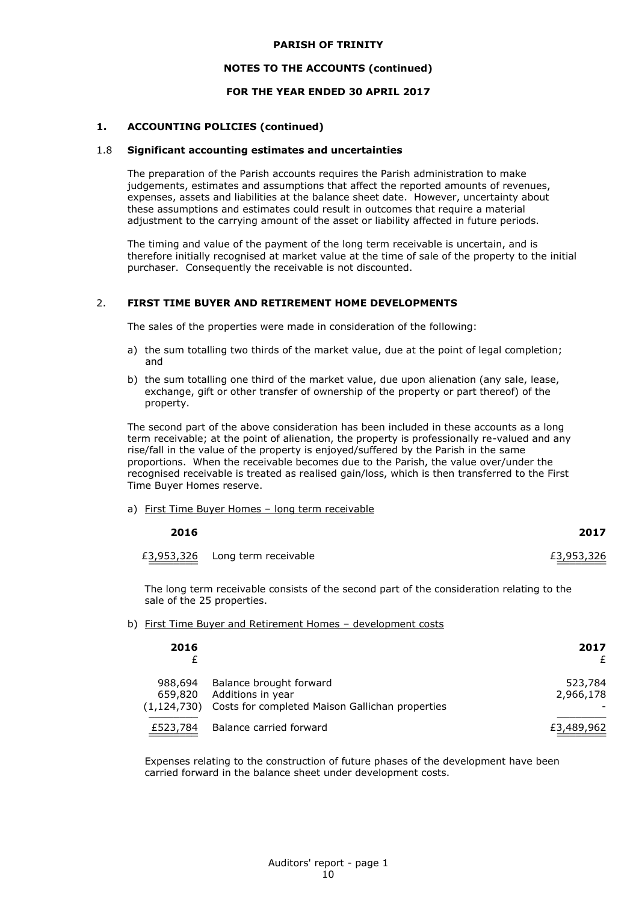# PARISH OF TRINITY

## NOTES TO THE ACCOUNTS (continued)

## FOR THE YEAR ENDED 30 APRIL 2017

### 1. ACCOUNTING POLICIES (continued)

#### 1.8 Significant accounting estimates and uncertainties

The preparation of the Parish accounts requires the Parish administration to make judgements, estimates and assumptions that affect the reported amounts of revenues, expenses, assets and liabilities at the balance sheet date. However, uncertainty about these assumptions and estimates could result in outcomes that require a material adjustment to the carrying amount of the asset or liability affected in future periods.

The timing and value of the payment of the long term receivable is uncertain, and is therefore initially recognised at market value at the time of sale of the property to the initial purchaser. Consequently the receivable is not discounted.

### 2. FIRST TIME BUYER AND RETIREMENT HOME DEVELOPMENTS

The sales of the properties were made in consideration of the following:

a) the sum totalling two thirds of the market value, due at the point of legal completion; and

b) the sum totalling one third of the market value, due upon alienation (any sale, lease, exchange, gift or other transfer of ownership of the property or part thereof) of the property.

The second part of the above consideration has been included in these accounts as a long term receivable; at the point of alienation, the property is professionally re-valued and any rise/fall in the value of the property is enjoyed/suffered by the Parish in the same proportions. When the receivable becomes due to the Parish, the value over/under the recognised receivable is treated as realised gain/loss, which is then transferred to the First Time Buyer Homes reserve.

a) First Time Buyer Homes – long term receivable

| 2016 | | 2017 |
|---|---|---|
| £3,953,326 | Long term receivable | £3,953,326 |

The long term receivable consists of the second part of the consideration relating to the sale of the 25 properties.

b) First Time Buyer and Retirement Homes – development costs

| 2016 £ | | 2017 £ |
|---|---|---|
| 988,694 | Balance brought forward | 523,784 |
| 659,820 | Additions in year | 2,966,178 |
| (1,124,730) | Costs for completed Maison Gallichan properties | - |
| £523,784 | Balance carried forward | £3,489,962 |

Expenses relating to the construction of future phases of the development have been carried forward in the balance sheet under development costs.

Auditors' report - page 1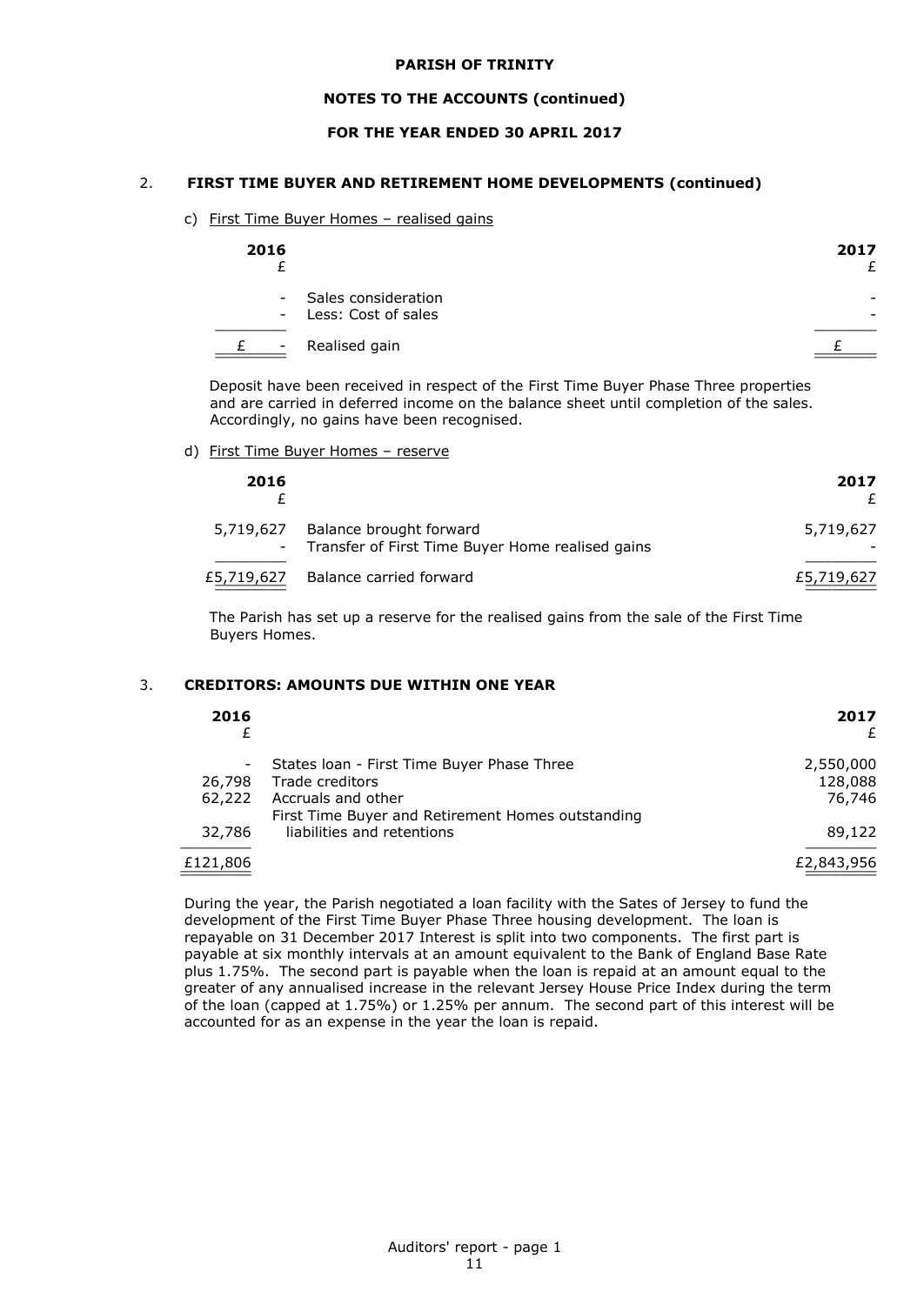**PARISH OF TRINITY**

**NOTES TO THE ACCOUNTS (continued)**

**FOR THE YEAR ENDED 30 APRIL 2017**

## 2. FIRST TIME BUYER AND RETIREMENT HOME DEVELOPMENTS (continued)

c) First Time Buyer Homes – realised gains

| 2016 £ | | 2017 £ |
|---|---|---|
| - | Sales consideration | - |
| - | Less: Cost of sales | - |
| £ - | Realised gain | £ |

Deposit have been received in respect of the First Time Buyer Phase Three properties and are carried in deferred income on the balance sheet until completion of the sales. Accordingly, no gains have been recognised.

d) First Time Buyer Homes – reserve

| 2016 £ | | 2017 £ |
|---|---|---|
| 5,719,627 | Balance brought forward | 5,719,627 |
| - | Transfer of First Time Buyer Home realised gains | - |
| £5,719,627 | Balance carried forward | £5,719,627 |

The Parish has set up a reserve for the realised gains from the sale of the First Time Buyers Homes.

## 3. CREDITORS: AMOUNTS DUE WITHIN ONE YEAR

| 2016 £ | | 2017 £ |
|---|---|---|
| - | States loan - First Time Buyer Phase Three | 2,550,000 |
| 26,798 | Trade creditors | 128,088 |
| 62,222 | Accruals and other | 76,746 |
| 32,786 | First Time Buyer and Retirement Homes outstanding liabilities and retentions | 89,122 |
| £121,806 | | £2,843,956 |

During the year, the Parish negotiated a loan facility with the Sates of Jersey to fund the development of the First Time Buyer Phase Three housing development. The loan is repayable on 31 December 2017 Interest is split into two components. The first part is payable at six monthly intervals at an amount equivalent to the Bank of England Base Rate plus 1.75%. The second part is payable when the loan is repaid at an amount equal to the greater of any annualised increase in the relevant Jersey House Price Index during the term of the loan (capped at 1.75%) or 1.25% per annum. The second part of this interest will be accounted for as an expense in the year the loan is repaid.

Auditors' report - page 1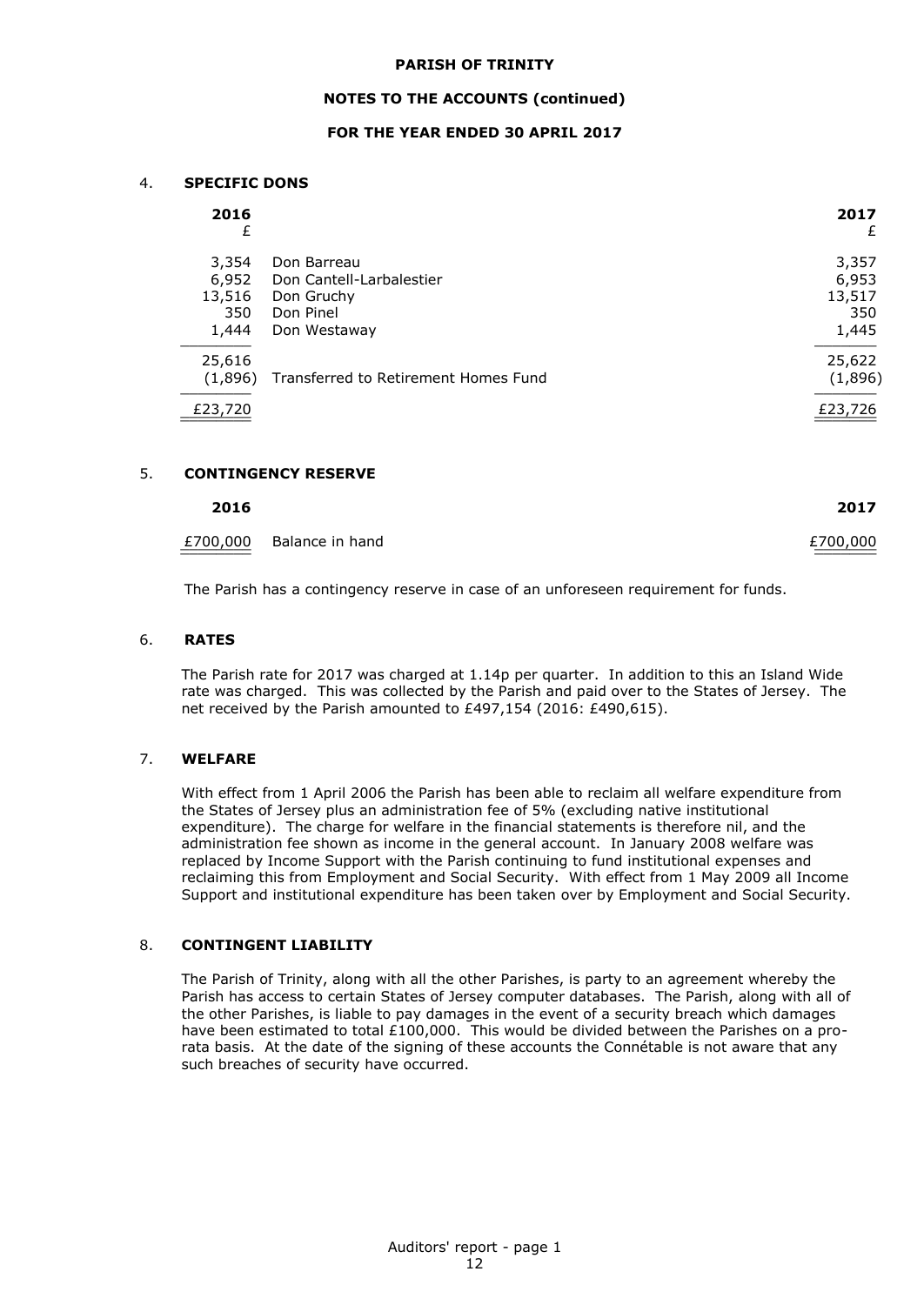**PARISH OF TRINITY**

**NOTES TO THE ACCOUNTS (continued)**

**FOR THE YEAR ENDED 30 APRIL 2017**

## 4. SPECIFIC DONS

| 2016 £ | | 2017 £ |
|---|---|---|
| 3,354 | Don Barreau | 3,357 |
| 6,952 | Don Cantell-Larbalestier | 6,953 |
| 13,516 | Don Gruchy | 13,517 |
| 350 | Don Pinel | 350 |
| 1,444 | Don Westaway | 1,445 |
| 25,616 | | 25,622 |
| (1,896) | Transferred to Retirement Homes Fund | (1,896) |
| £23,720 | | £23,726 |

## 5. CONTINGENCY RESERVE

| 2016 | | 2017 |
|---|---|---|
| £700,000 | Balance in hand | £700,000 |

The Parish has a contingency reserve in case of an unforeseen requirement for funds.

## 6. RATES

The Parish rate for 2017 was charged at 1.14p per quarter. In addition to this an Island Wide rate was charged. This was collected by the Parish and paid over to the States of Jersey. The net received by the Parish amounted to £497,154 (2016: £490,615).

## 7. WELFARE

With effect from 1 April 2006 the Parish has been able to reclaim all welfare expenditure from the States of Jersey plus an administration fee of 5% (excluding native institutional expenditure). The charge for welfare in the financial statements is therefore nil, and the administration fee shown as income in the general account. In January 2008 welfare was replaced by Income Support with the Parish continuing to fund institutional expenses and reclaiming this from Employment and Social Security. With effect from 1 May 2009 all Income Support and institutional expenditure has been taken over by Employment and Social Security.

## 8. CONTINGENT LIABILITY

The Parish of Trinity, along with all the other Parishes, is party to an agreement whereby the Parish has access to certain States of Jersey computer databases. The Parish, along with all of the other Parishes, is liable to pay damages in the event of a security breach which damages have been estimated to total £100,000. This would be divided between the Parishes on a pro-rata basis. At the date of the signing of these accounts the Connétable is not aware that any such breaches of security have occurred.

Auditors' report - page 1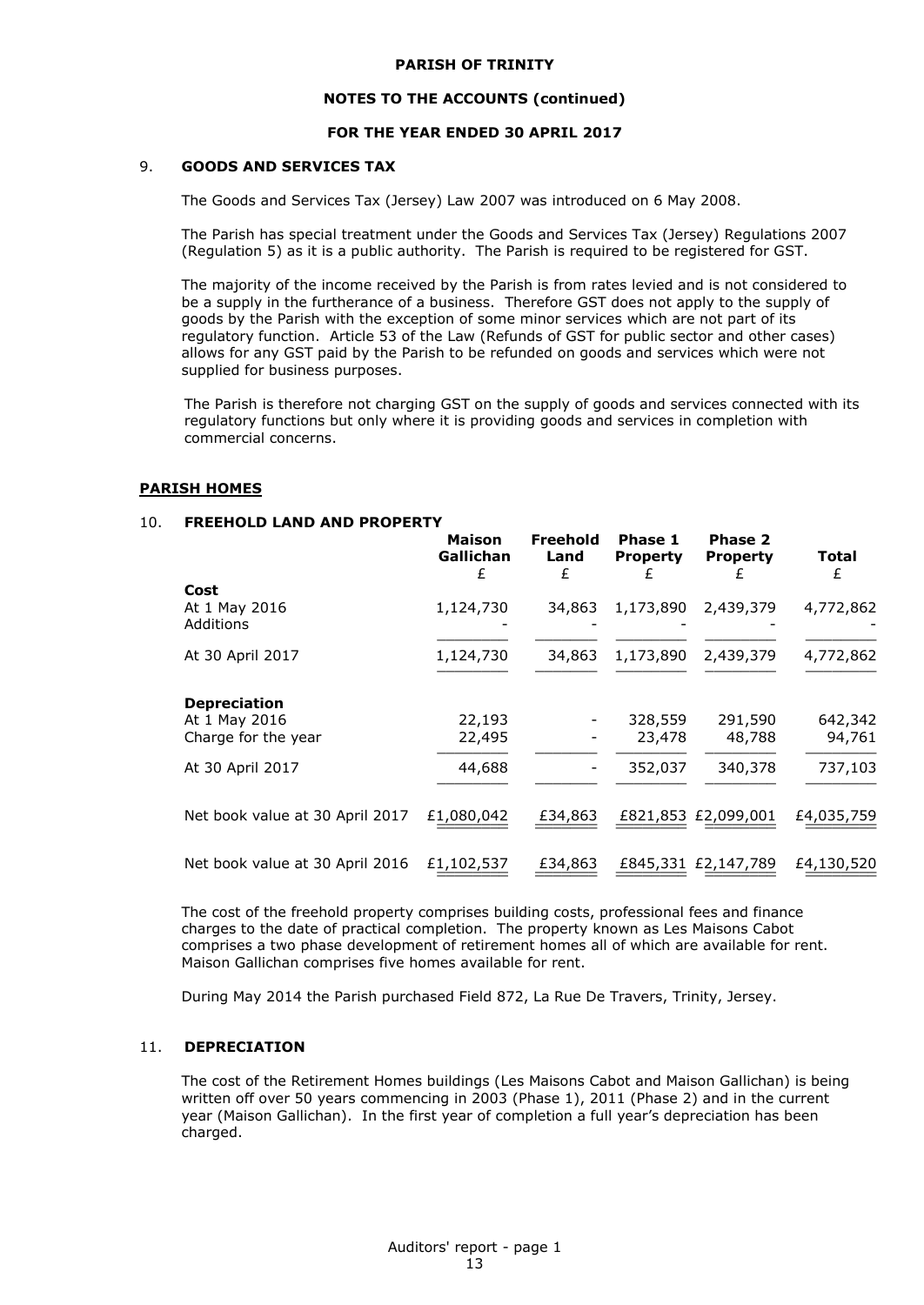**PARISH OF TRINITY**

**NOTES TO THE ACCOUNTS (continued)**

**FOR THE YEAR ENDED 30 APRIL 2017**

9. **GOODS AND SERVICES TAX**

The Goods and Services Tax (Jersey) Law 2007 was introduced on 6 May 2008.

The Parish has special treatment under the Goods and Services Tax (Jersey) Regulations 2007 (Regulation 5) as it is a public authority. The Parish is required to be registered for GST.

The majority of the income received by the Parish is from rates levied and is not considered to be a supply in the furtherance of a business. Therefore GST does not apply to the supply of goods by the Parish with the exception of some minor services which are not part of its regulatory function. Article 53 of the Law (Refunds of GST for public sector and other cases) allows for any GST paid by the Parish to be refunded on goods and services which were not supplied for business purposes.

The Parish is therefore not charging GST on the supply of goods and services connected with its regulatory functions but only where it is providing goods and services in completion with commercial concerns.

**PARISH HOMES**

10. **FREEHOLD LAND AND PROPERTY**

| | Maison Gallichan £ | Freehold Land £ | Phase 1 Property £ | Phase 2 Property £ | Total £ |
|---|---|---|---|---|---|
| **Cost** | | | | | |
| At 1 May 2016 | 1,124,730 | 34,863 | 1,173,890 | 2,439,379 | 4,772,862 |
| Additions | - | - | - | - | - |
| At 30 April 2017 | 1,124,730 | 34,863 | 1,173,890 | 2,439,379 | 4,772,862 |
| **Depreciation** | | | | | |
| At 1 May 2016 | 22,193 | - | 328,559 | 291,590 | 642,342 |
| Charge for the year | 22,495 | - | 23,478 | 48,788 | 94,761 |
| At 30 April 2017 | 44,688 | - | 352,037 | 340,378 | 737,103 |
| Net book value at 30 April 2017 | £1,080,042 | £34,863 | £821,853 | £2,099,001 | £4,035,759 |
| Net book value at 30 April 2016 | £1,102,537 | £34,863 | £845,331 | £2,147,789 | £4,130,520 |

The cost of the freehold property comprises building costs, professional fees and finance charges to the date of practical completion. The property known as Les Maisons Cabot comprises a two phase development of retirement homes all of which are available for rent. Maison Gallichan comprises five homes available for rent.

During May 2014 the Parish purchased Field 872, La Rue De Travers, Trinity, Jersey.

11. **DEPRECIATION**

The cost of the Retirement Homes buildings (Les Maisons Cabot and Maison Gallichan) is being written off over 50 years commencing in 2003 (Phase 1), 2011 (Phase 2) and in the current year (Maison Gallichan). In the first year of completion a full year's depreciation has been charged.

Auditors' report - page 1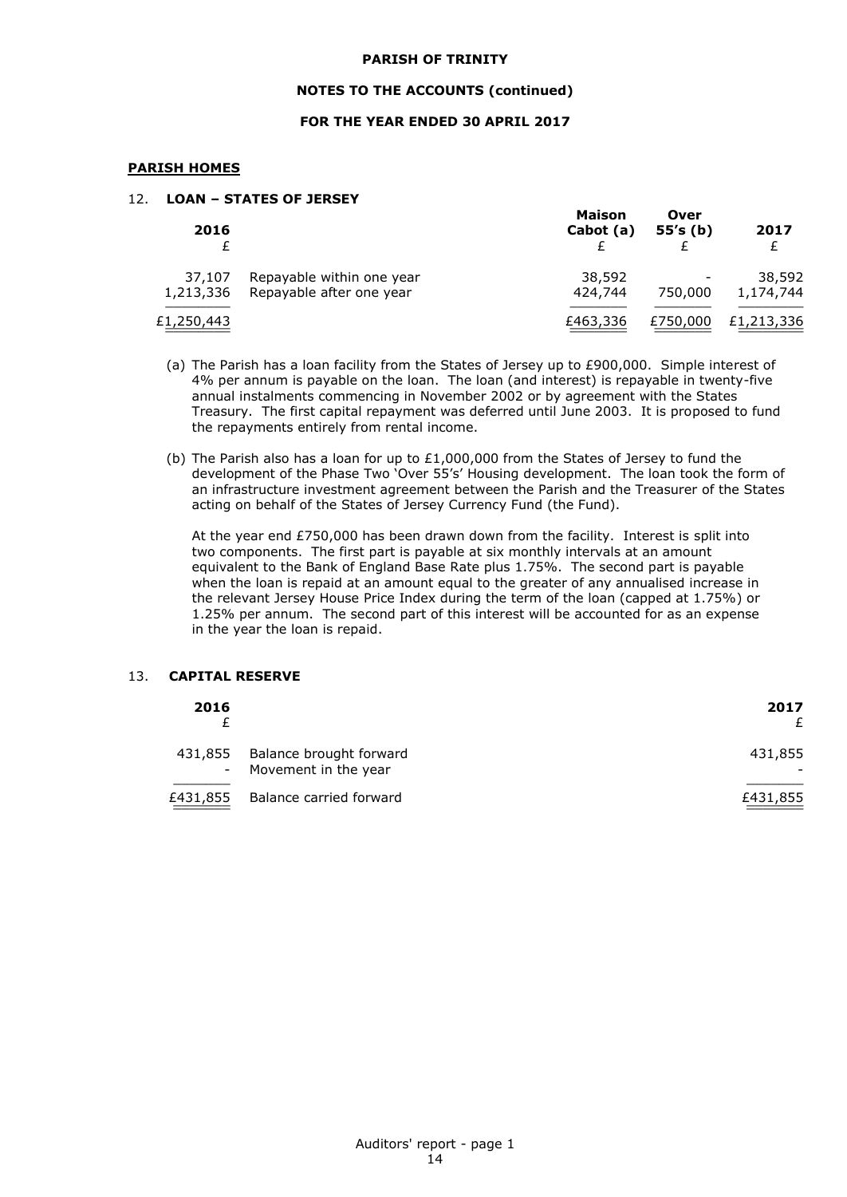**PARISH OF TRINITY**

**NOTES TO THE ACCOUNTS (continued)**

**FOR THE YEAR ENDED 30 APRIL 2017**

## PARISH HOMES

### 12. LOAN – STATES OF JERSEY

| 2016 £ | | Maison Cabot (a) £ | Over 55's (b) £ | 2017 £ |
|---|---|---|---|---|
| 37,107 | Repayable within one year | 38,592 | - | 38,592 |
| 1,213,336 | Repayable after one year | 424,744 | 750,000 | 1,174,744 |
| £1,250,443 | | £463,336 | £750,000 | £1,213,336 |

(a) The Parish has a loan facility from the States of Jersey up to £900,000. Simple interest of 4% per annum is payable on the loan. The loan (and interest) is repayable in twenty-five annual instalments commencing in November 2002 or by agreement with the States Treasury. The first capital repayment was deferred until June 2003. It is proposed to fund the repayments entirely from rental income.

(b) The Parish also has a loan for up to £1,000,000 from the States of Jersey to fund the development of the Phase Two 'Over 55's' Housing development. The loan took the form of an infrastructure investment agreement between the Parish and the Treasurer of the States acting on behalf of the States of Jersey Currency Fund (the Fund).

At the year end £750,000 has been drawn down from the facility. Interest is split into two components. The first part is payable at six monthly intervals at an amount equivalent to the Bank of England Base Rate plus 1.75%. The second part is payable when the loan is repaid at an amount equal to the greater of any annualised increase in the relevant Jersey House Price Index during the term of the loan (capped at 1.75%) or 1.25% per annum. The second part of this interest will be accounted for as an expense in the year the loan is repaid.

### 13. CAPITAL RESERVE

| 2016 £ | | 2017 £ |
|---|---|---|
| 431,855 | Balance brought forward | 431,855 |
| - | Movement in the year | - |
| £431,855 | Balance carried forward | £431,855 |

Auditors' report - page 1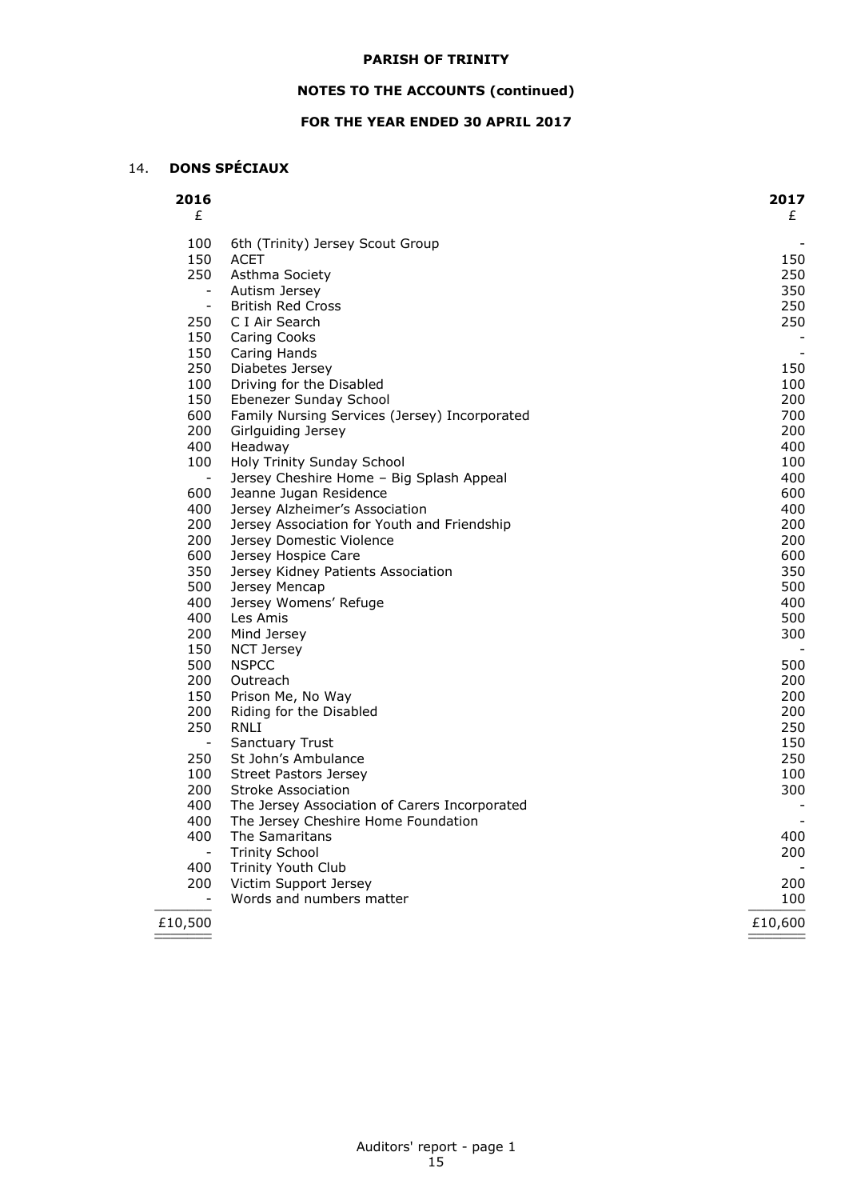**PARISH OF TRINITY**

**NOTES TO THE ACCOUNTS (continued)**

**FOR THE YEAR ENDED 30 APRIL 2017**

## 14. DONS SPÉCIAUX

| 2016 £ | | 2017 £ |
|---|---|---|
| 100 | 6th (Trinity) Jersey Scout Group | - |
| 150 | ACET | 150 |
| 250 | Asthma Society | 250 |
| - | Autism Jersey | 350 |
| - | British Red Cross | 250 |
| 250 | C I Air Search | 250 |
| 150 | Caring Cooks | - |
| 150 | Caring Hands | - |
| 250 | Diabetes Jersey | 150 |
| 100 | Driving for the Disabled | 100 |
| 150 | Ebenezer Sunday School | 200 |
| 600 | Family Nursing Services (Jersey) Incorporated | 700 |
| 200 | Girlguiding Jersey | 200 |
| 400 | Headway | 400 |
| 100 | Holy Trinity Sunday School | 100 |
| - | Jersey Cheshire Home – Big Splash Appeal | 400 |
| 600 | Jeanne Jugan Residence | 600 |
| 400 | Jersey Alzheimer's Association | 400 |
| 200 | Jersey Association for Youth and Friendship | 200 |
| 200 | Jersey Domestic Violence | 200 |
| 600 | Jersey Hospice Care | 600 |
| 350 | Jersey Kidney Patients Association | 350 |
| 500 | Jersey Mencap | 500 |
| 400 | Jersey Womens' Refuge | 400 |
| 400 | Les Amis | 500 |
| 200 | Mind Jersey | 300 |
| 150 | NCT Jersey | - |
| 500 | NSPCC | 500 |
| 200 | Outreach | 200 |
| 150 | Prison Me, No Way | 200 |
| 200 | Riding for the Disabled | 200 |
| 250 | RNLI | 250 |
| - | Sanctuary Trust | 150 |
| 250 | St John's Ambulance | 250 |
| 100 | Street Pastors Jersey | 100 |
| 200 | Stroke Association | 300 |
| 400 | The Jersey Association of Carers Incorporated | - |
| 400 | The Jersey Cheshire Home Foundation | - |
| 400 | The Samaritans | 400 |
| - | Trinity School | 200 |
| 400 | Trinity Youth Club | - |
| 200 | Victim Support Jersey | 200 |
| - | Words and numbers matter | 100 |
| £10,500 | | £10,600 |

Auditors' report - page 1